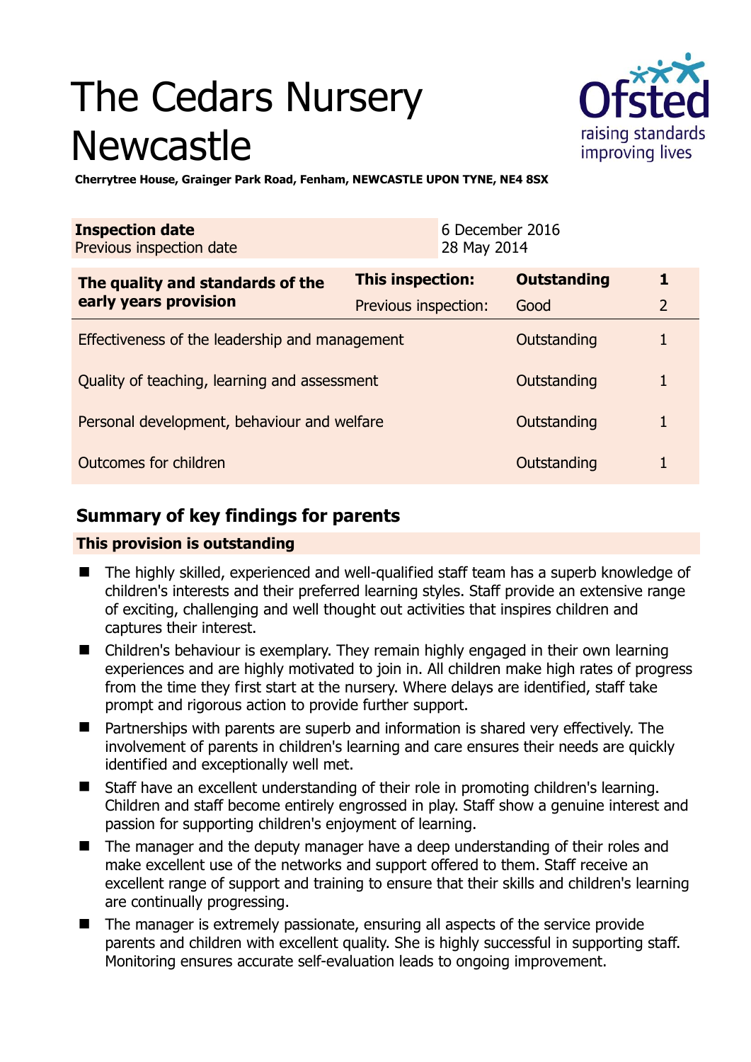# The Cedars Nursery Newcastle

**Cherrytree House, Grainger Park Road, Fenham, NEWCASTLE UPON TYNE, NE4 8SX**

| **Inspection date** | 6 December 2016 |
|---|---|
| Previous inspection date | 28 May 2014 |

| **The quality and standards of the early years provision** | **This inspection:** | **Outstanding** | **1** |
|---|---|---|---|
| | Previous inspection: | Good | 2 |
| Effectiveness of the leadership and management | | Outstanding | 1 |
| Quality of teaching, learning and assessment | | Outstanding | 1 |
| Personal development, behaviour and welfare | | Outstanding | 1 |
| Outcomes for children | | Outstanding | 1 |

## Summary of key findings for parents

**This provision is outstanding**

- The highly skilled, experienced and well-qualified staff team has a superb knowledge of children's interests and their preferred learning styles. Staff provide an extensive range of exciting, challenging and well thought out activities that inspires children and captures their interest.
- Children's behaviour is exemplary. They remain highly engaged in their own learning experiences and are highly motivated to join in. All children make high rates of progress from the time they first start at the nursery. Where delays are identified, staff take prompt and rigorous action to provide further support.
- Partnerships with parents are superb and information is shared very effectively. The involvement of parents in children's learning and care ensures their needs are quickly identified and exceptionally well met.
- Staff have an excellent understanding of their role in promoting children's learning. Children and staff become entirely engrossed in play. Staff show a genuine interest and passion for supporting children's enjoyment of learning.
- The manager and the deputy manager have a deep understanding of their roles and make excellent use of the networks and support offered to them. Staff receive an excellent range of support and training to ensure that their skills and children's learning are continually progressing.
- The manager is extremely passionate, ensuring all aspects of the service provide parents and children with excellent quality. She is highly successful in supporting staff. Monitoring ensures accurate self-evaluation leads to ongoing improvement.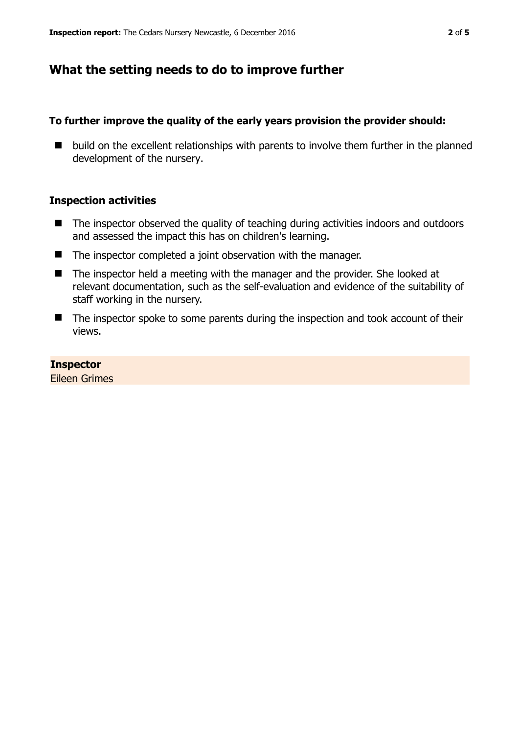## What the setting needs to do to improve further

**To further improve the quality of the early years provision the provider should:**

- build on the excellent relationships with parents to involve them further in the planned development of the nursery.

### Inspection activities

- The inspector observed the quality of teaching during activities indoors and outdoors and assessed the impact this has on children's learning.
- The inspector completed a joint observation with the manager.
- The inspector held a meeting with the manager and the provider. She looked at relevant documentation, such as the self-evaluation and evidence of the suitability of staff working in the nursery.
- The inspector spoke to some parents during the inspection and took account of their views.

**Inspector**
Eileen Grimes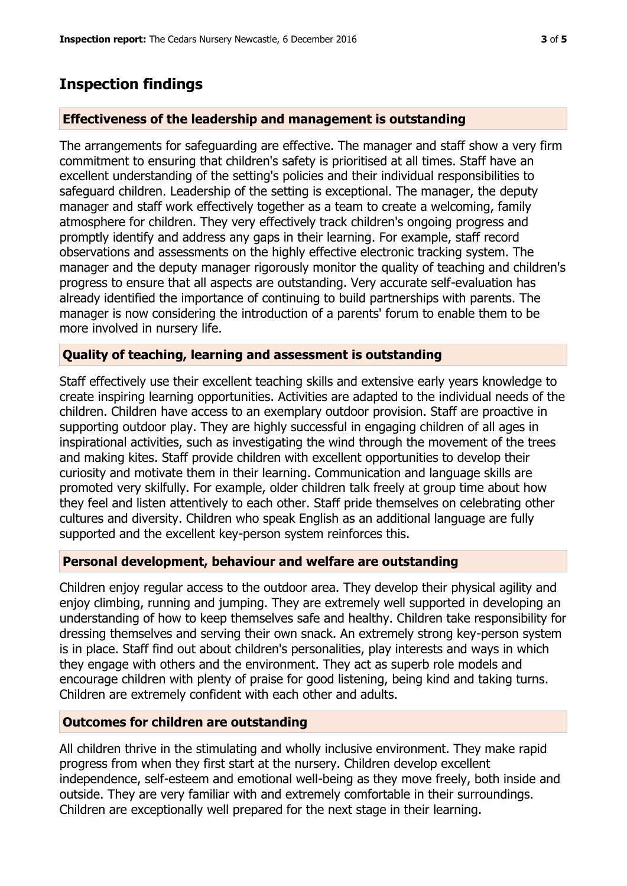## Inspection findings

### Effectiveness of the leadership and management is outstanding

The arrangements for safeguarding are effective. The manager and staff show a very firm commitment to ensuring that children's safety is prioritised at all times. Staff have an excellent understanding of the setting's policies and their individual responsibilities to safeguard children. Leadership of the setting is exceptional. The manager, the deputy manager and staff work effectively together as a team to create a welcoming, family atmosphere for children. They very effectively track children's ongoing progress and promptly identify and address any gaps in their learning. For example, staff record observations and assessments on the highly effective electronic tracking system. The manager and the deputy manager rigorously monitor the quality of teaching and children's progress to ensure that all aspects are outstanding. Very accurate self-evaluation has already identified the importance of continuing to build partnerships with parents. The manager is now considering the introduction of a parents' forum to enable them to be more involved in nursery life.

### Quality of teaching, learning and assessment is outstanding

Staff effectively use their excellent teaching skills and extensive early years knowledge to create inspiring learning opportunities. Activities are adapted to the individual needs of the children. Children have access to an exemplary outdoor provision. Staff are proactive in supporting outdoor play. They are highly successful in engaging children of all ages in inspirational activities, such as investigating the wind through the movement of the trees and making kites. Staff provide children with excellent opportunities to develop their curiosity and motivate them in their learning. Communication and language skills are promoted very skilfully. For example, older children talk freely at group time about how they feel and listen attentively to each other. Staff pride themselves on celebrating other cultures and diversity. Children who speak English as an additional language are fully supported and the excellent key-person system reinforces this.

### Personal development, behaviour and welfare are outstanding

Children enjoy regular access to the outdoor area. They develop their physical agility and enjoy climbing, running and jumping. They are extremely well supported in developing an understanding of how to keep themselves safe and healthy. Children take responsibility for dressing themselves and serving their own snack. An extremely strong key-person system is in place. Staff find out about children's personalities, play interests and ways in which they engage with others and the environment. They act as superb role models and encourage children with plenty of praise for good listening, being kind and taking turns. Children are extremely confident with each other and adults.

### Outcomes for children are outstanding

All children thrive in the stimulating and wholly inclusive environment. They make rapid progress from when they first start at the nursery. Children develop excellent independence, self-esteem and emotional well-being as they move freely, both inside and outside. They are very familiar with and extremely comfortable in their surroundings. Children are exceptionally well prepared for the next stage in their learning.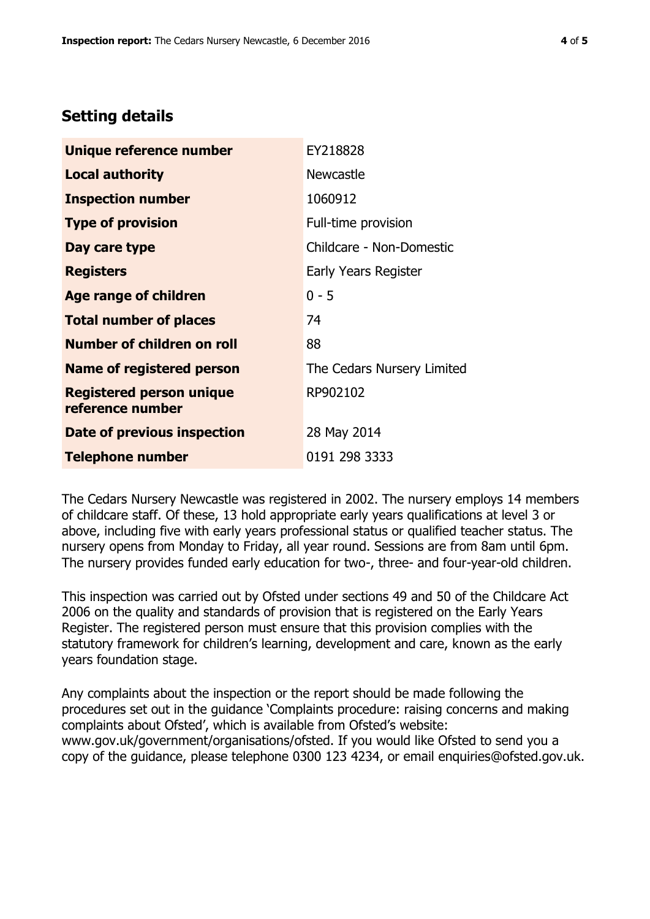## Setting details

| | |
|---|---|
| **Unique reference number** | EY218828 |
| **Local authority** | Newcastle |
| **Inspection number** | 1060912 |
| **Type of provision** | Full-time provision |
| **Day care type** | Childcare - Non-Domestic |
| **Registers** | Early Years Register |
| **Age range of children** | 0 - 5 |
| **Total number of places** | 74 |
| **Number of children on roll** | 88 |
| **Name of registered person** | The Cedars Nursery Limited |
| **Registered person unique reference number** | RP902102 |
| **Date of previous inspection** | 28 May 2014 |
| **Telephone number** | 0191 298 3333 |

The Cedars Nursery Newcastle was registered in 2002. The nursery employs 14 members of childcare staff. Of these, 13 hold appropriate early years qualifications at level 3 or above, including five with early years professional status or qualified teacher status. The nursery opens from Monday to Friday, all year round. Sessions are from 8am until 6pm. The nursery provides funded early education for two-, three- and four-year-old children.

This inspection was carried out by Ofsted under sections 49 and 50 of the Childcare Act 2006 on the quality and standards of provision that is registered on the Early Years Register. The registered person must ensure that this provision complies with the statutory framework for children's learning, development and care, known as the early years foundation stage.

Any complaints about the inspection or the report should be made following the procedures set out in the guidance 'Complaints procedure: raising concerns and making complaints about Ofsted', which is available from Ofsted's website: www.gov.uk/government/organisations/ofsted. If you would like Ofsted to send you a copy of the guidance, please telephone 0300 123 4234, or email enquiries@ofsted.gov.uk.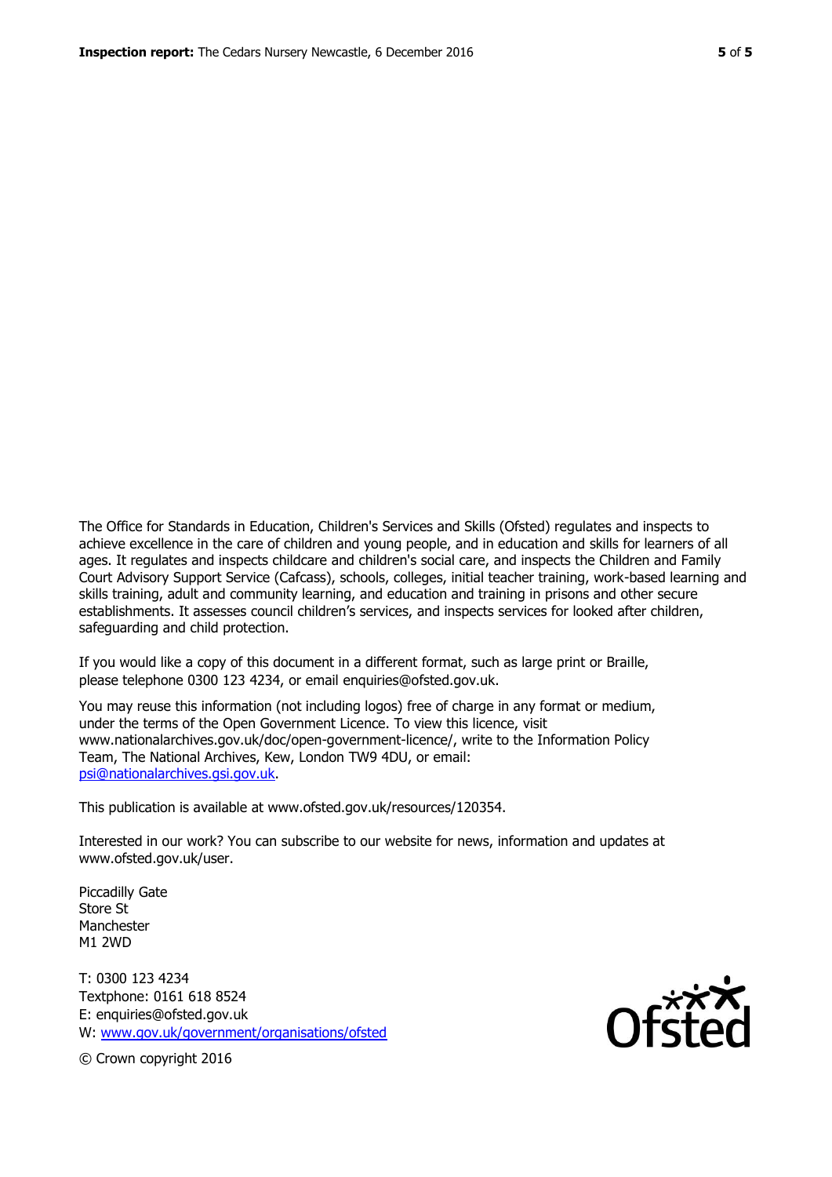The Office for Standards in Education, Children's Services and Skills (Ofsted) regulates and inspects to achieve excellence in the care of children and young people, and in education and skills for learners of all ages. It regulates and inspects childcare and children's social care, and inspects the Children and Family Court Advisory Support Service (Cafcass), schools, colleges, initial teacher training, work-based learning and skills training, adult and community learning, and education and training in prisons and other secure establishments. It assesses council children's services, and inspects services for looked after children, safeguarding and child protection.

If you would like a copy of this document in a different format, such as large print or Braille, please telephone 0300 123 4234, or email enquiries@ofsted.gov.uk.

You may reuse this information (not including logos) free of charge in any format or medium, under the terms of the Open Government Licence. To view this licence, visit www.nationalarchives.gov.uk/doc/open-government-licence/, write to the Information Policy Team, The National Archives, Kew, London TW9 4DU, or email: psi@nationalarchives.gsi.gov.uk.

This publication is available at www.ofsted.gov.uk/resources/120354.

Interested in our work? You can subscribe to our website for news, information and updates at www.ofsted.gov.uk/user.

Piccadilly Gate
Store St
Manchester
M1 2WD

T: 0300 123 4234
Textphone: 0161 618 8524
E: enquiries@ofsted.gov.uk
W: www.gov.uk/government/organisations/ofsted

© Crown copyright 2016